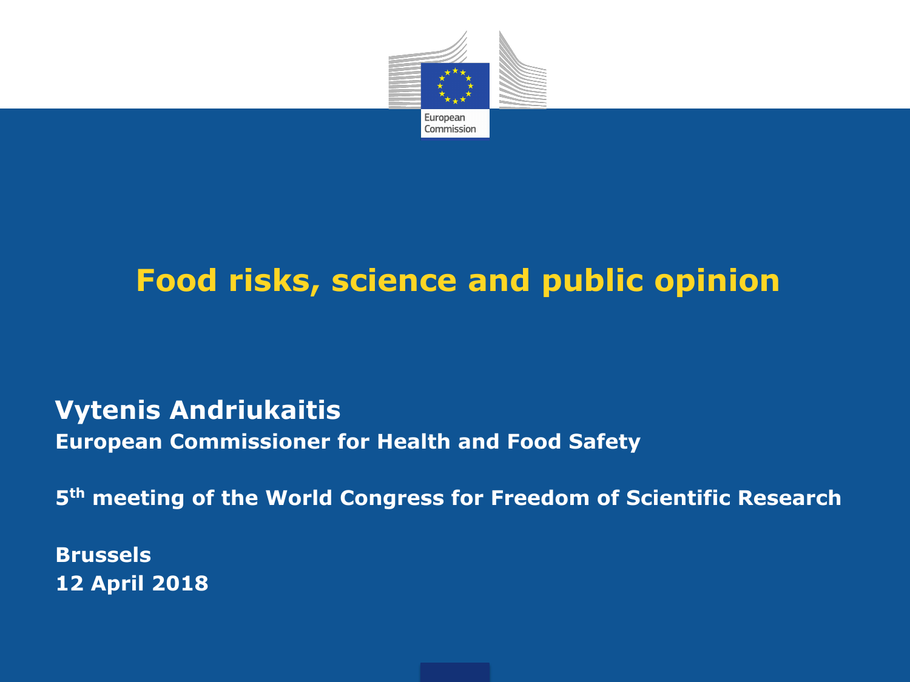European Commission

# Food risks, science and public opinion

**Vytenis Andriukaitis**

**European Commissioner for Health and Food Safety**

**5th meeting of the World Congress for Freedom of Scientific Research**

**Brussels**
**12 April 2018**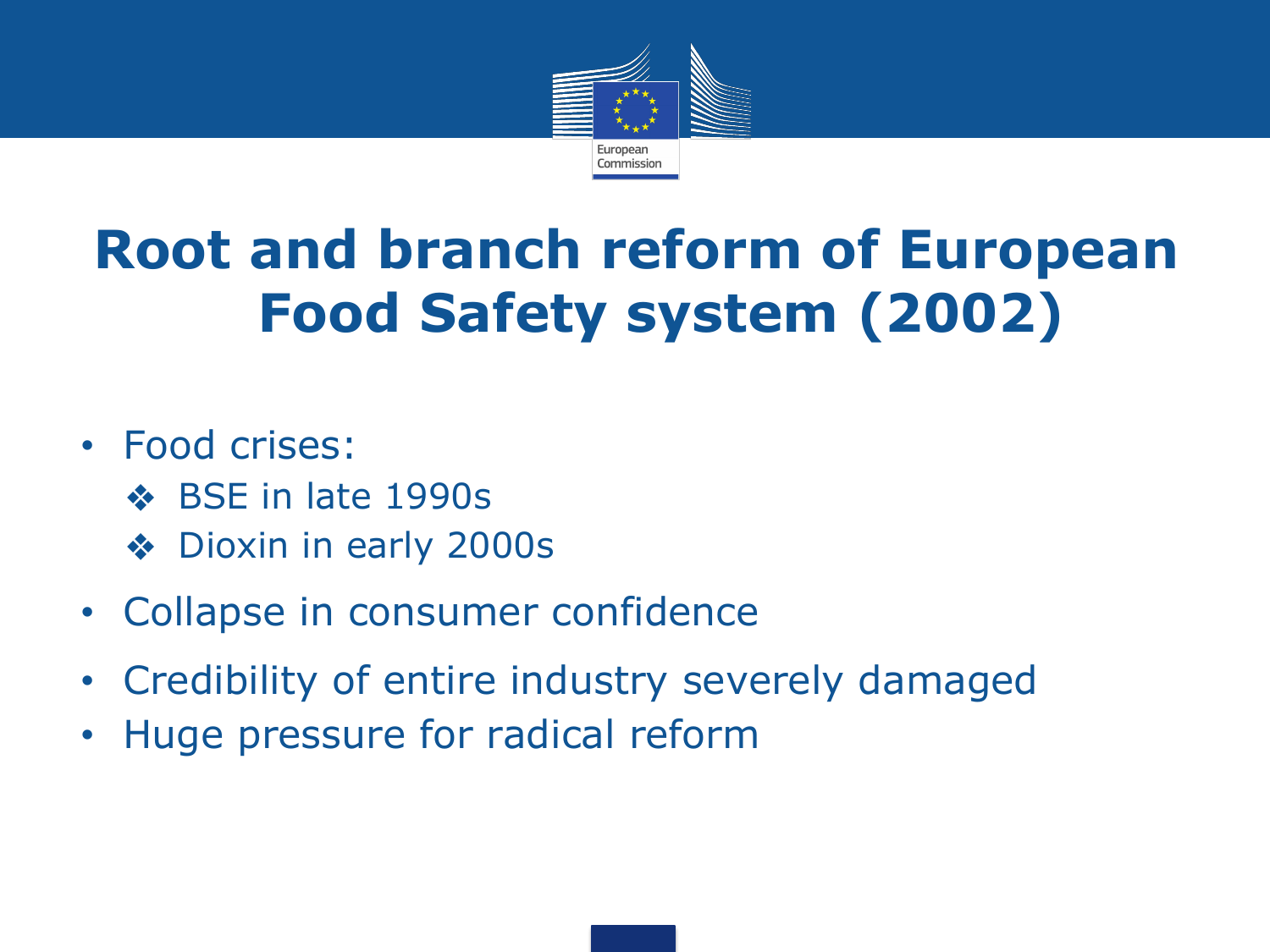# Root and branch reform of European Food Safety system (2002)

- Food crises:
  - ❖ BSE in late 1990s
  - ❖ Dioxin in early 2000s
- Collapse in consumer confidence
- Credibility of entire industry severely damaged
- Huge pressure for radical reform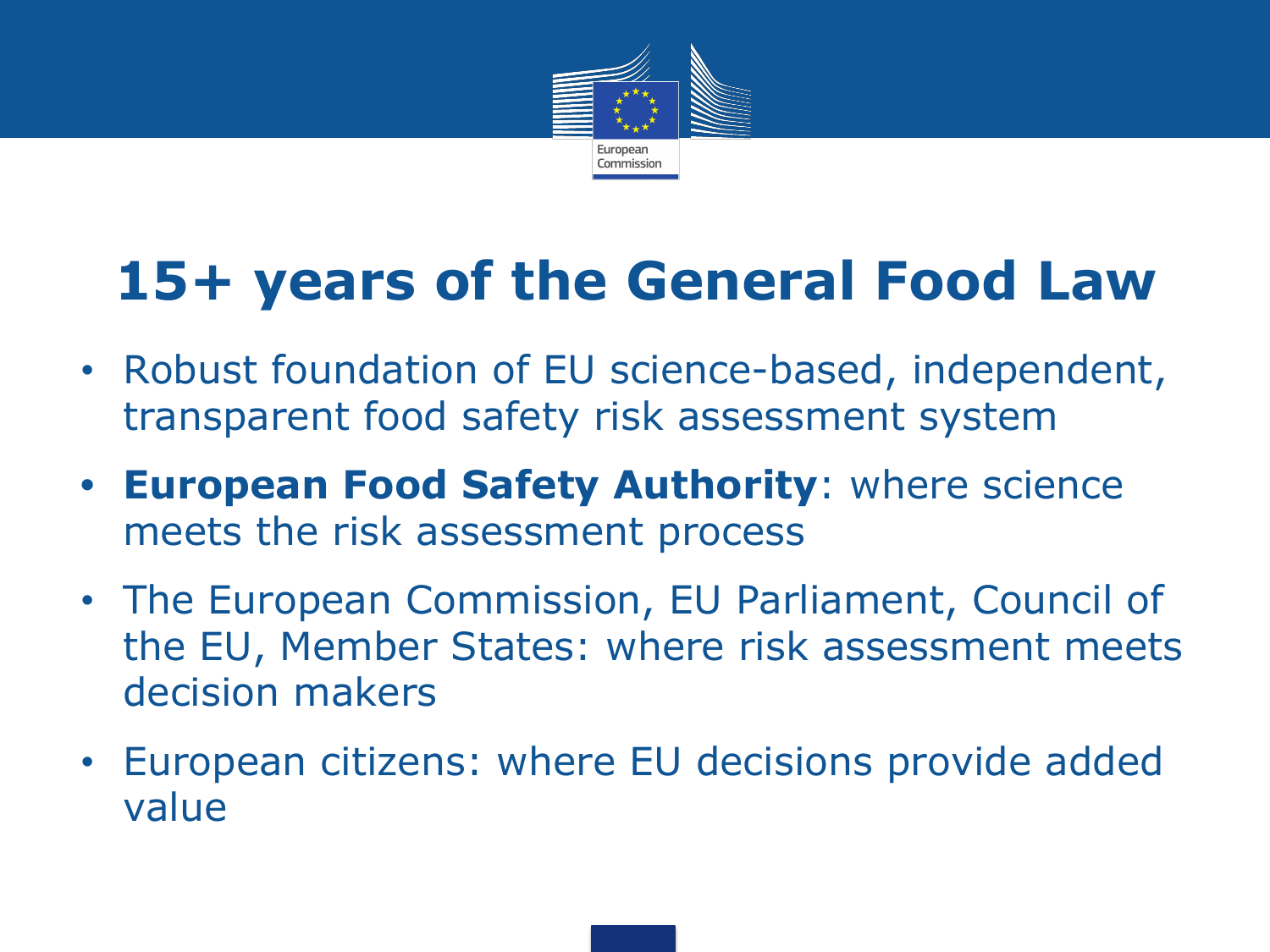# 15+ years of the General Food Law

- Robust foundation of EU science-based, independent, transparent food safety risk assessment system
- **European Food Safety Authority**: where science meets the risk assessment process
- The European Commission, EU Parliament, Council of the EU, Member States: where risk assessment meets decision makers
- European citizens: where EU decisions provide added value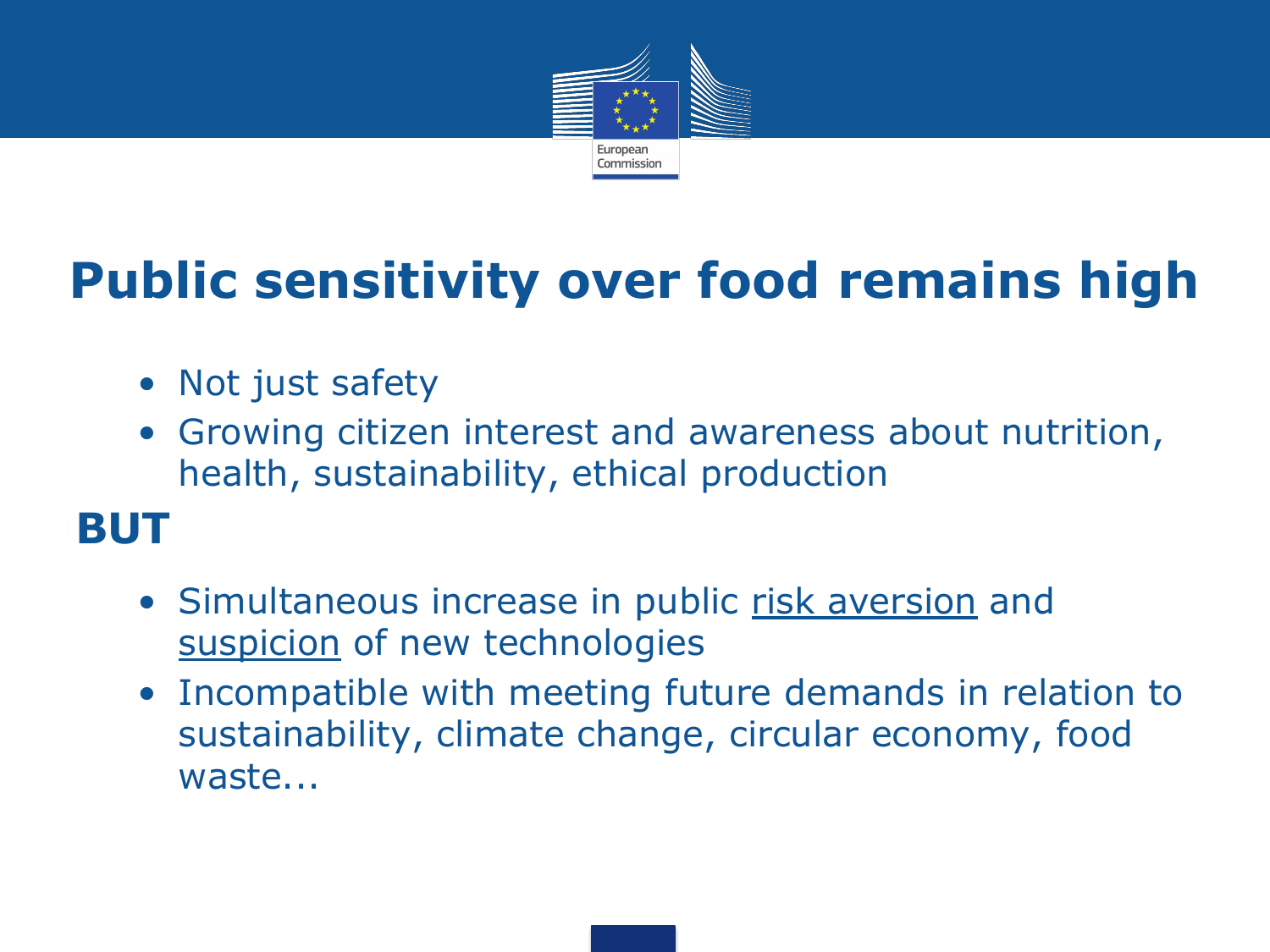# Public sensitivity over food remains high

- Not just safety
- Growing citizen interest and awareness about nutrition, health, sustainability, ethical production

**BUT**

- Simultaneous increase in public risk aversion and suspicion of new technologies
- Incompatible with meeting future demands in relation to sustainability, climate change, circular economy, food waste...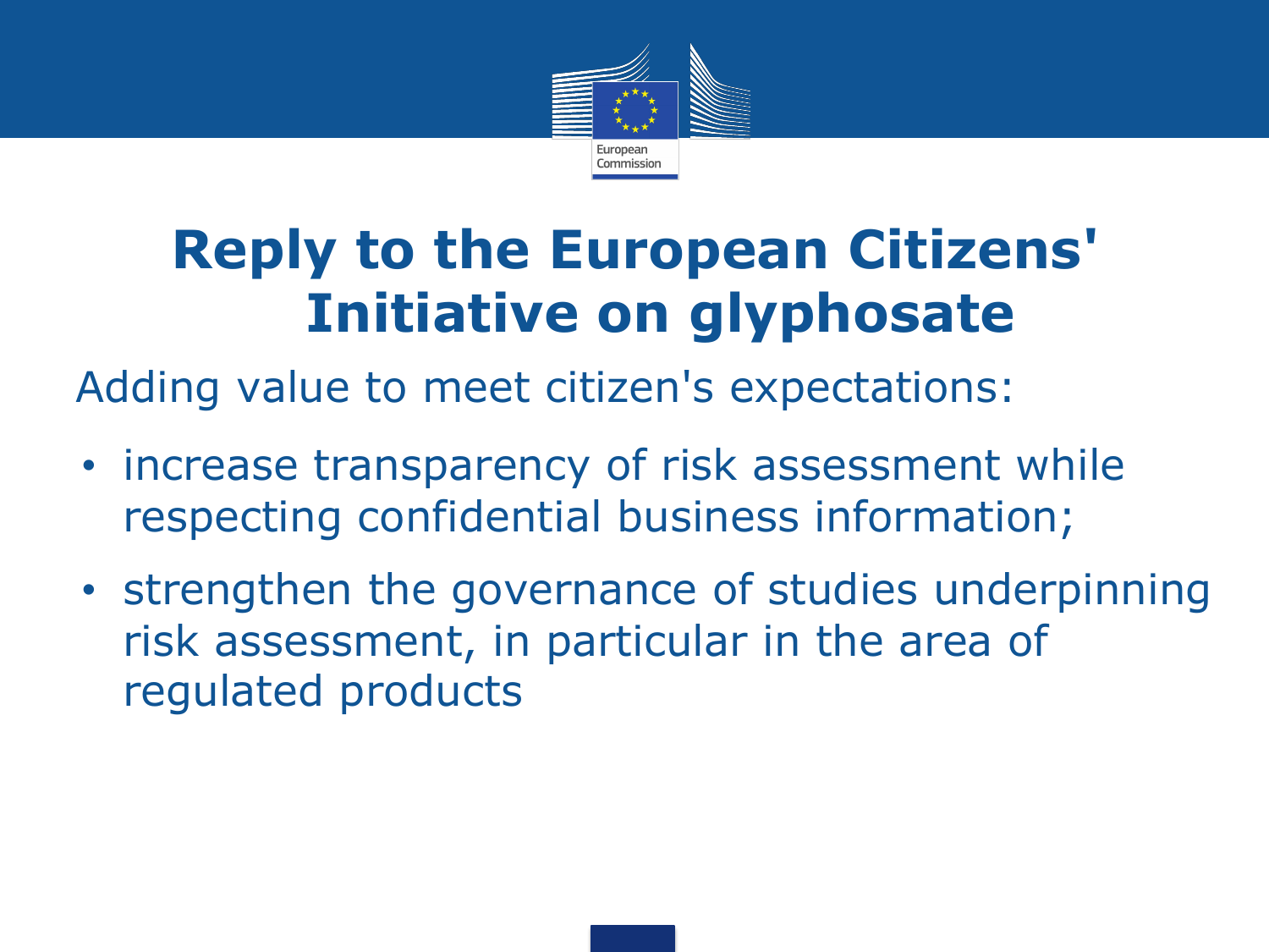# Reply to the European Citizens' Initiative on glyphosate

Adding value to meet citizen's expectations:

- increase transparency of risk assessment while respecting confidential business information;
- strengthen the governance of studies underpinning risk assessment, in particular in the area of regulated products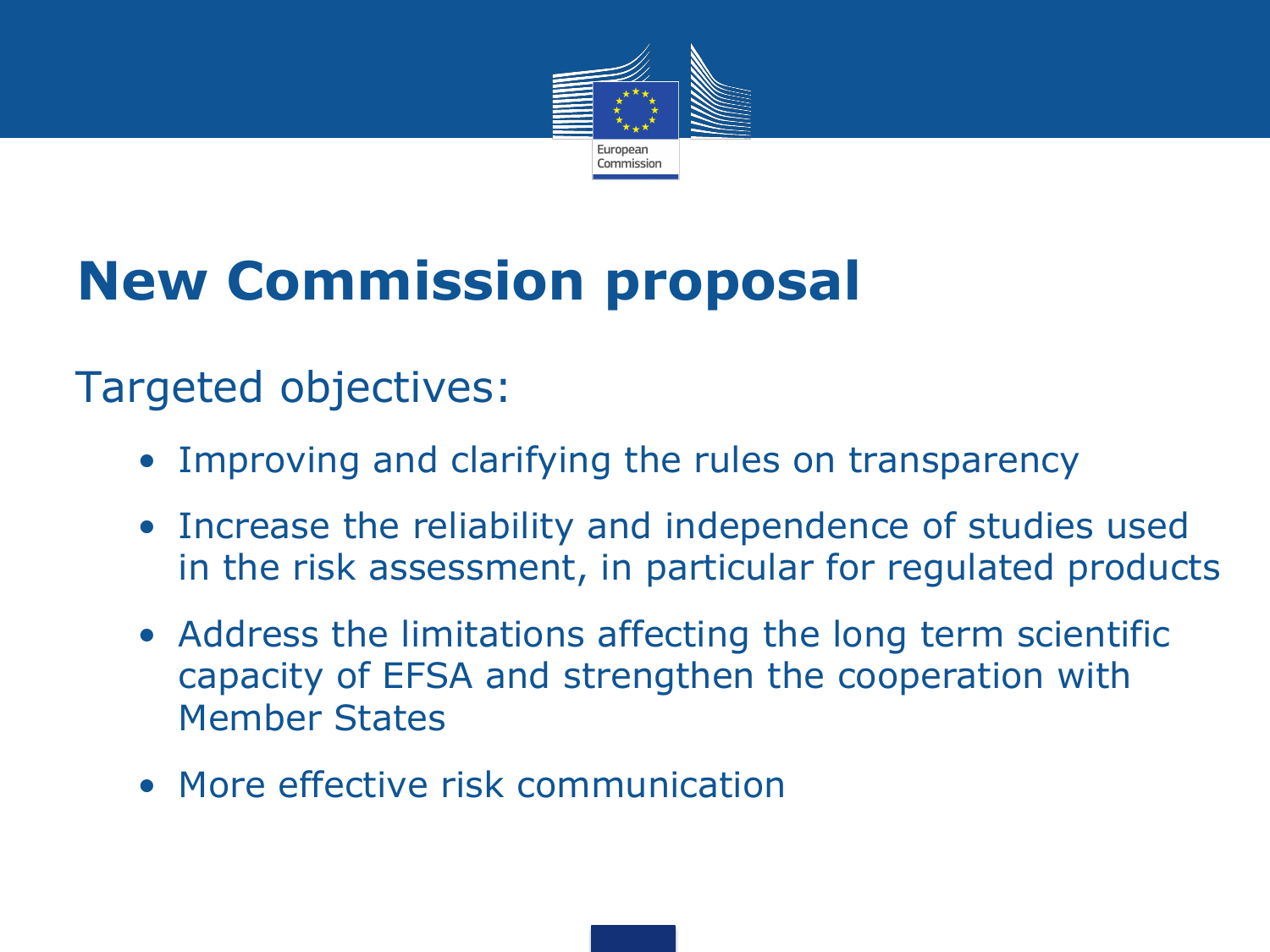# New Commission proposal

Targeted objectives:

- Improving and clarifying the rules on transparency
- Increase the reliability and independence of studies used in the risk assessment, in particular for regulated products
- Address the limitations affecting the long term scientific capacity of EFSA and strengthen the cooperation with Member States
- More effective risk communication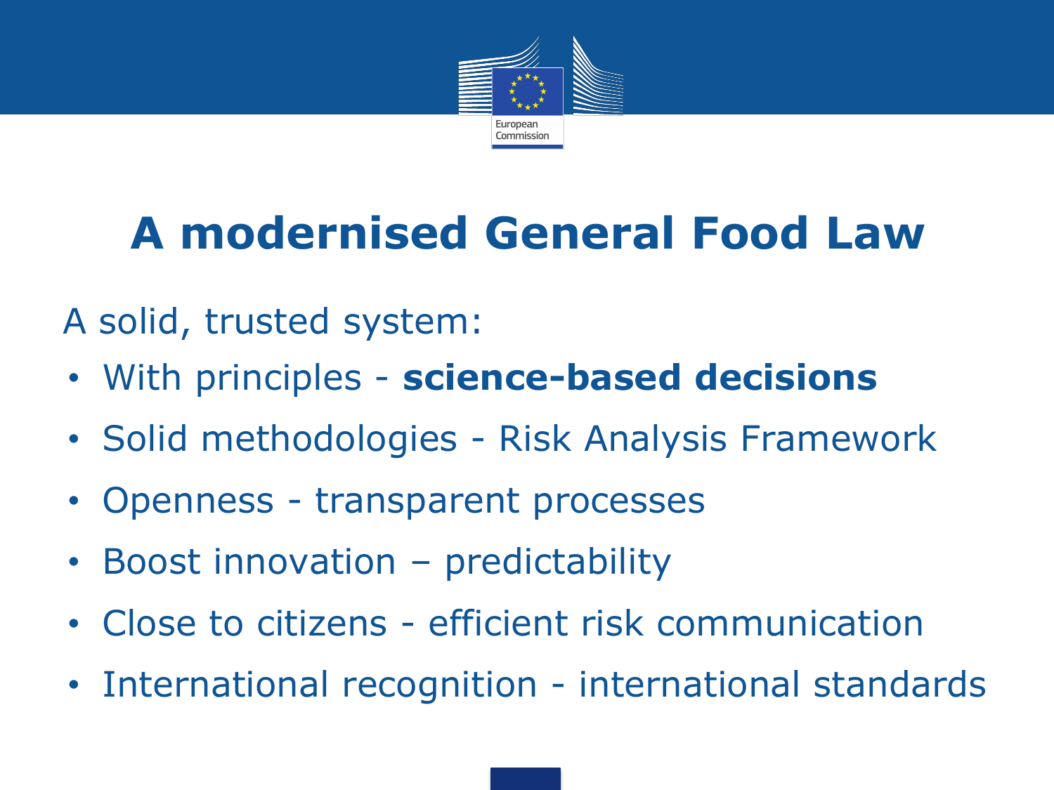# A modernised General Food Law

A solid, trusted system:

- With principles - **science-based decisions**
- Solid methodologies - Risk Analysis Framework
- Openness - transparent processes
- Boost innovation – predictability
- Close to citizens - efficient risk communication
- International recognition - international standards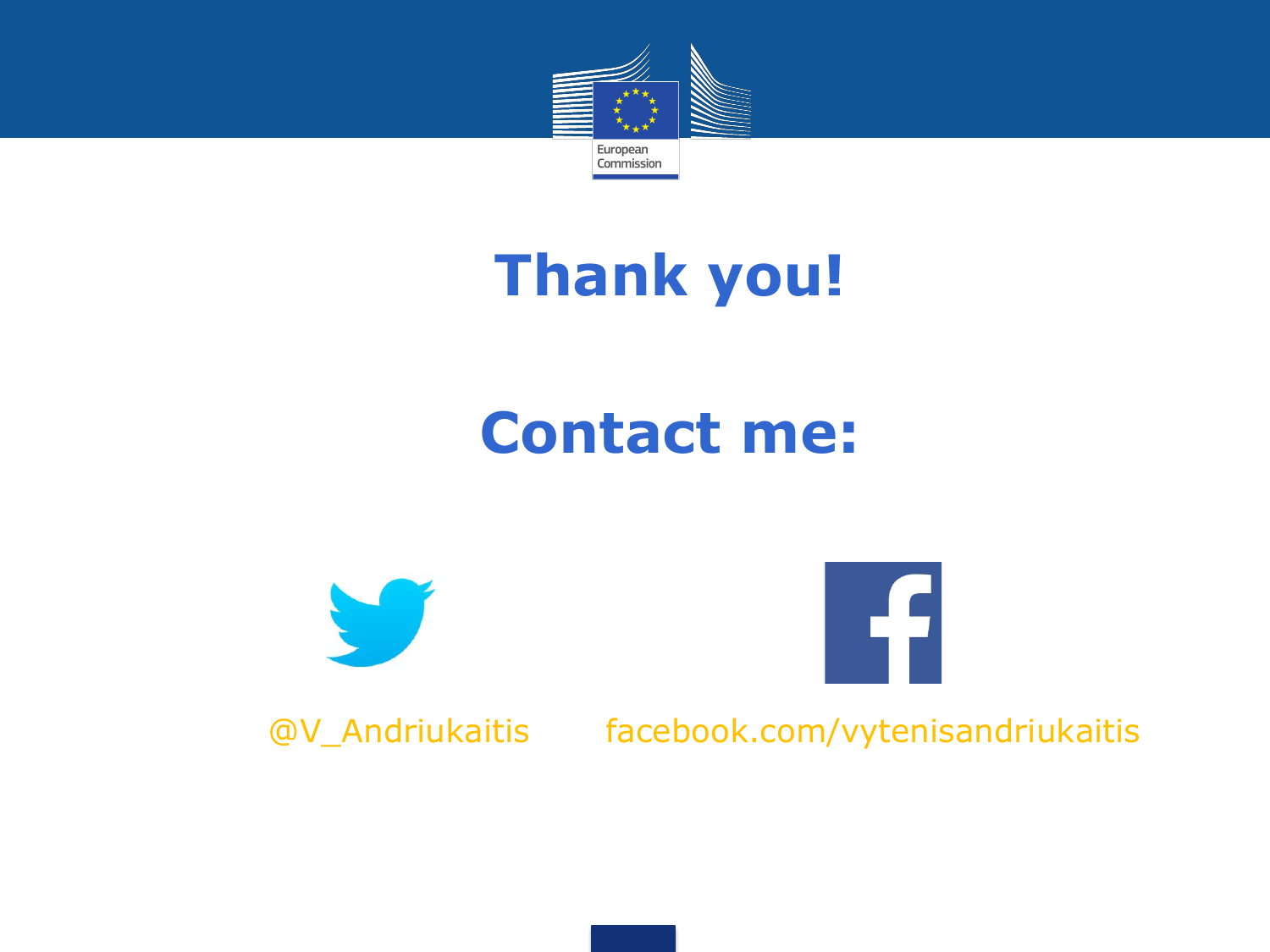# Thank you!

# Contact me:

@V_Andriukaitis

facebook.com/vytenisandriukaitis